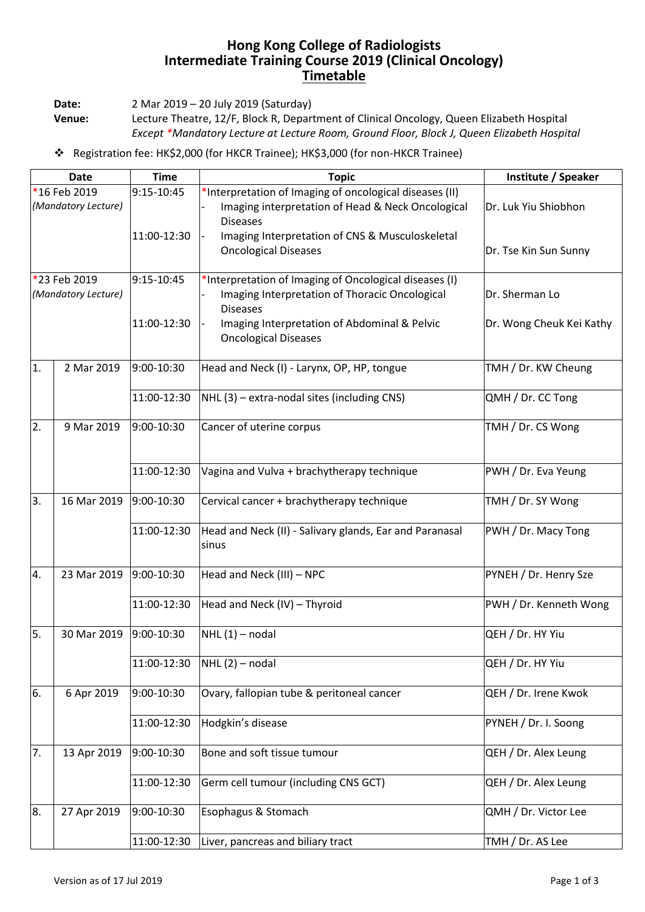# Hong Kong College of Radiologists
# Intermediate Training Course 2019 (Clinical Oncology)
## Timetable

**Date:** 2 Mar 2019 – 20 July 2019 (Saturday)

**Venue:** Lecture Theatre, 12/F, Block R, Department of Clinical Oncology, Queen Elizabeth Hospital
*Except *Mandatory Lecture at Lecture Room, Ground Floor, Block J, Queen Elizabeth Hospital*

- Registration fee: HK$2,000 (for HKCR Trainee); HK$3,000 (for non-HKCR Trainee)

| Date | | Time | Topic | Institute / Speaker |
|---|---|---|---|---|
| *16 Feb 2019 *(Mandatory Lecture)* | | 9:15-10:45 | *Interpretation of Imaging of oncological diseases (II)<br>- Imaging interpretation of Head & Neck Oncological Diseases | Dr. Luk Yiu Shiobhon |
| | | 11:00-12:30 | - Imaging Interpretation of CNS & Musculoskeletal Oncological Diseases | Dr. Tse Kin Sun Sunny |
| *23 Feb 2019 *(Mandatory Lecture)* | | 9:15-10:45 | *Interpretation of Imaging of Oncological diseases (I)<br>- Imaging Interpretation of Thoracic Oncological Diseases | Dr. Sherman Lo |
| | | 11:00-12:30 | - Imaging Interpretation of Abdominal & Pelvic Oncological Diseases | Dr. Wong Cheuk Kei Kathy |
| 1. | 2 Mar 2019 | 9:00-10:30 | Head and Neck (I) - Larynx, OP, HP, tongue | TMH / Dr. KW Cheung |
| | | 11:00-12:30 | NHL (3) – extra-nodal sites (including CNS) | QMH / Dr. CC Tong |
| 2. | 9 Mar 2019 | 9:00-10:30 | Cancer of uterine corpus | TMH / Dr. CS Wong |
| | | 11:00-12:30 | Vagina and Vulva + brachytherapy technique | PWH / Dr. Eva Yeung |
| 3. | 16 Mar 2019 | 9:00-10:30 | Cervical cancer + brachytherapy technique | TMH / Dr. SY Wong |
| | | 11:00-12:30 | Head and Neck (II) - Salivary glands, Ear and Paranasal sinus | PWH / Dr. Macy Tong |
| 4. | 23 Mar 2019 | 9:00-10:30 | Head and Neck (III) – NPC | PYNEH / Dr. Henry Sze |
| | | 11:00-12:30 | Head and Neck (IV) – Thyroid | PWH / Dr. Kenneth Wong |
| 5. | 30 Mar 2019 | 9:00-10:30 | NHL (1) – nodal | QEH / Dr. HY Yiu |
| | | 11:00-12:30 | NHL (2) – nodal | QEH / Dr. HY Yiu |
| 6. | 6 Apr 2019 | 9:00-10:30 | Ovary, fallopian tube & peritoneal cancer | QEH / Dr. Irene Kwok |
| | | 11:00-12:30 | Hodgkin's disease | PYNEH / Dr. I. Soong |
| 7. | 13 Apr 2019 | 9:00-10:30 | Bone and soft tissue tumour | QEH / Dr. Alex Leung |
| | | 11:00-12:30 | Germ cell tumour (including CNS GCT) | QEH / Dr. Alex Leung |
| 8. | 27 Apr 2019 | 9:00-10:30 | Esophagus & Stomach | QMH / Dr. Victor Lee |
| | | 11:00-12:30 | Liver, pancreas and biliary tract | TMH / Dr. AS Lee |

Version as of 17 Jul 2019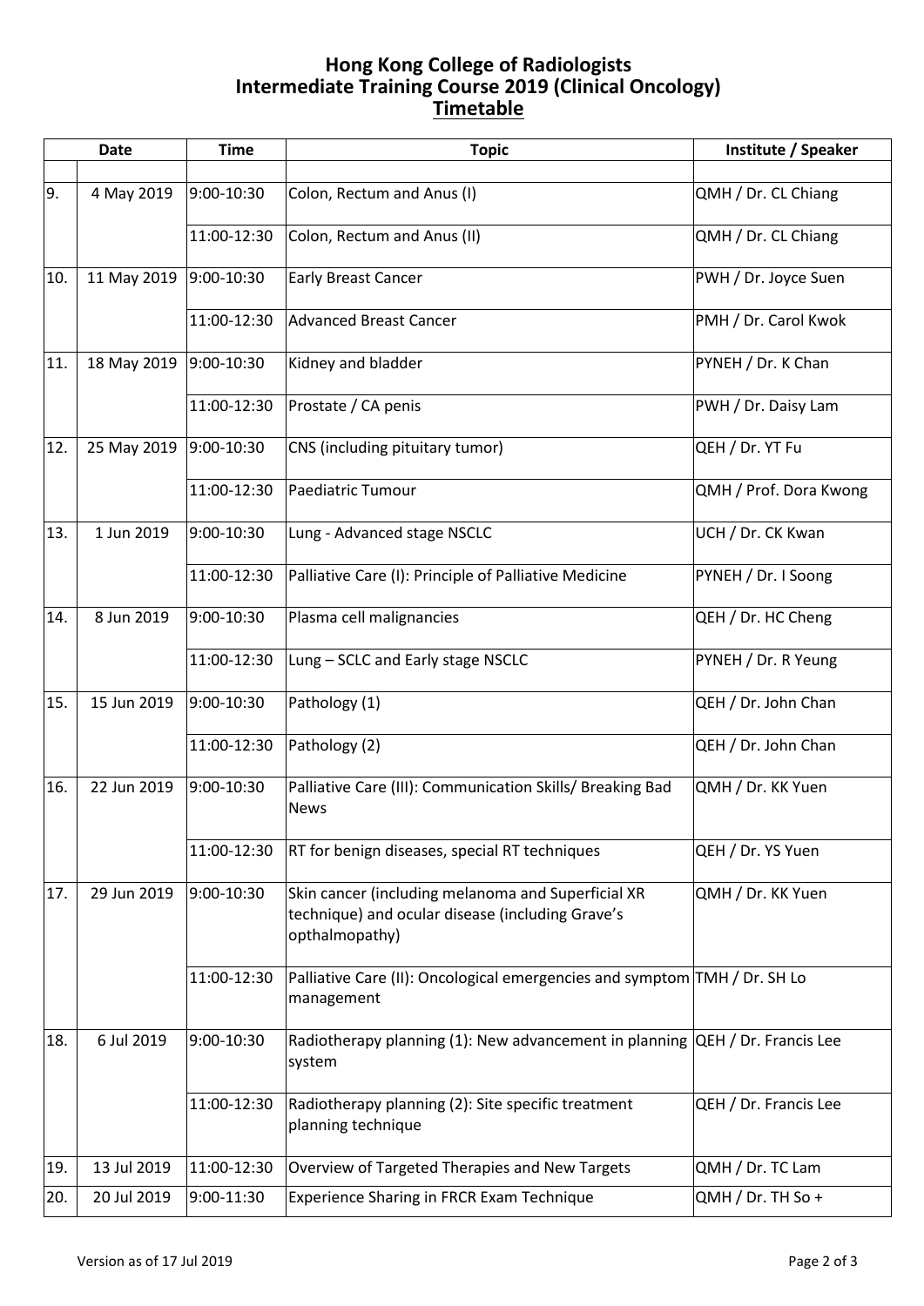# Hong Kong College of Radiologists
# Intermediate Training Course 2019 (Clinical Oncology)
## Timetable

| Date | | Time | Topic | Institute / Speaker |
|---|---|---|---|---|
| | | | | |
| 9. | 4 May 2019 | 9:00-10:30 | Colon, Rectum and Anus (I) | QMH / Dr. CL Chiang |
| | | 11:00-12:30 | Colon, Rectum and Anus (II) | QMH / Dr. CL Chiang |
| 10. | 11 May 2019 | 9:00-10:30 | Early Breast Cancer | PWH / Dr. Joyce Suen |
| | | 11:00-12:30 | Advanced Breast Cancer | PMH / Dr. Carol Kwok |
| 11. | 18 May 2019 | 9:00-10:30 | Kidney and bladder | PYNEH / Dr. K Chan |
| | | 11:00-12:30 | Prostate / CA penis | PWH / Dr. Daisy Lam |
| 12. | 25 May 2019 | 9:00-10:30 | CNS (including pituitary tumor) | QEH / Dr. YT Fu |
| | | 11:00-12:30 | Paediatric Tumour | QMH / Prof. Dora Kwong |
| 13. | 1 Jun 2019 | 9:00-10:30 | Lung - Advanced stage NSCLC | UCH / Dr. CK Kwan |
| | | 11:00-12:30 | Palliative Care (I): Principle of Palliative Medicine | PYNEH / Dr. I Soong |
| 14. | 8 Jun 2019 | 9:00-10:30 | Plasma cell malignancies | QEH / Dr. HC Cheng |
| | | 11:00-12:30 | Lung – SCLC and Early stage NSCLC | PYNEH / Dr. R Yeung |
| 15. | 15 Jun 2019 | 9:00-10:30 | Pathology (1) | QEH / Dr. John Chan |
| | | 11:00-12:30 | Pathology (2) | QEH / Dr. John Chan |
| 16. | 22 Jun 2019 | 9:00-10:30 | Palliative Care (III): Communication Skills/ Breaking Bad News | QMH / Dr. KK Yuen |
| | | 11:00-12:30 | RT for benign diseases, special RT techniques | QEH / Dr. YS Yuen |
| 17. | 29 Jun 2019 | 9:00-10:30 | Skin cancer (including melanoma and Superficial XR technique) and ocular disease (including Grave's opthalmopathy) | QMH / Dr. KK Yuen |
| | | 11:00-12:30 | Palliative Care (II): Oncological emergencies and symptom management | TMH / Dr. SH Lo |
| 18. | 6 Jul 2019 | 9:00-10:30 | Radiotherapy planning (1): New advancement in planning system | QEH / Dr. Francis Lee |
| | | 11:00-12:30 | Radiotherapy planning (2): Site specific treatment planning technique | QEH / Dr. Francis Lee |
| 19. | 13 Jul 2019 | 11:00-12:30 | Overview of Targeted Therapies and New Targets | QMH / Dr. TC Lam |
| 20. | 20 Jul 2019 | 9:00-11:30 | Experience Sharing in FRCR Exam Technique | QMH / Dr. TH So + |

Version as of 17 Jul 2019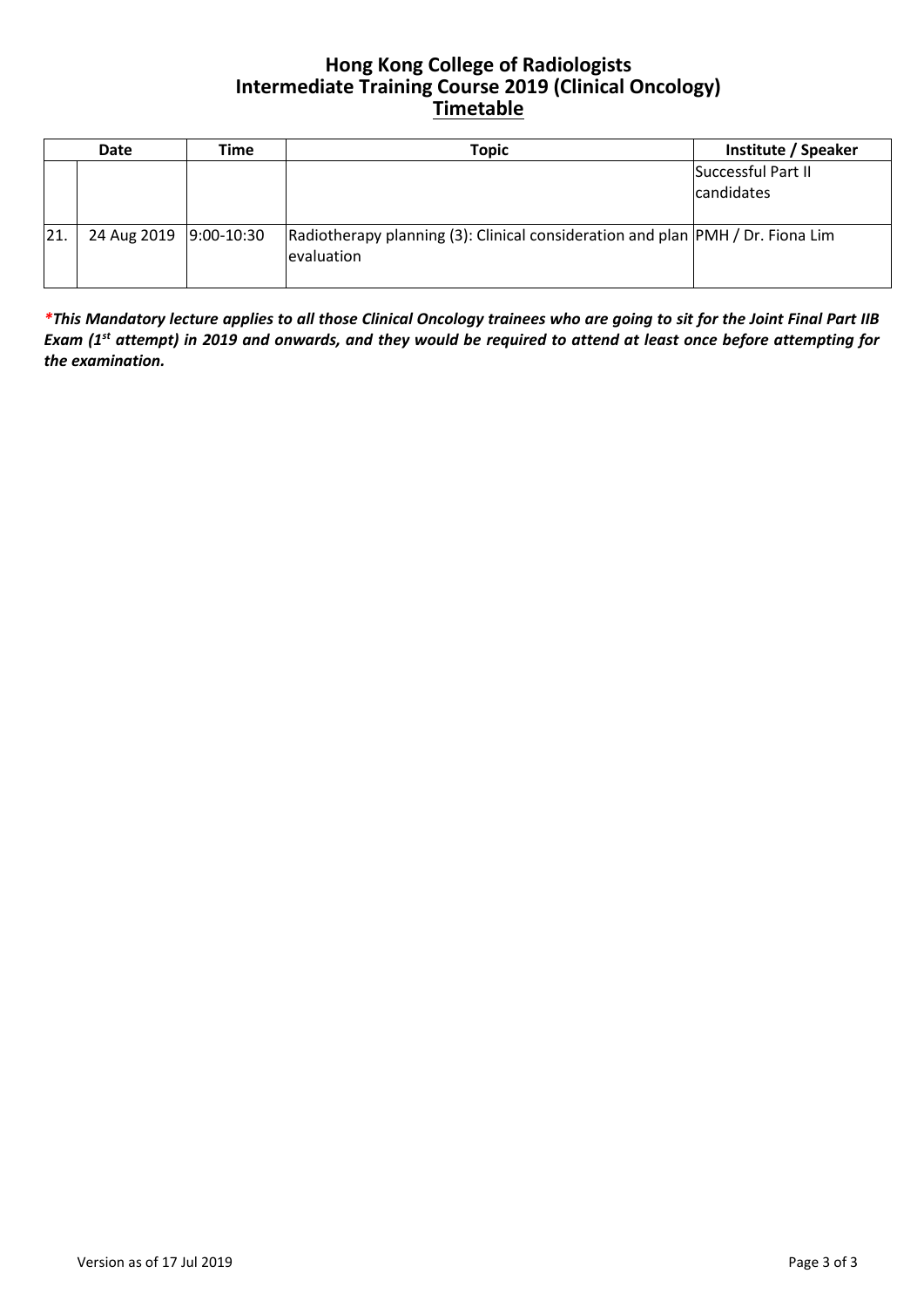# Hong Kong College of Radiologists
# Intermediate Training Course 2019 (Clinical Oncology)
## Timetable

| | Date | Time | Topic | Institute / Speaker |
|---|---|---|---|---|
| | | | | Successful Part II candidates |
| 21. | 24 Aug 2019 | 9:00-10:30 | Radiotherapy planning (3): Clinical consideration and plan evaluation | PMH / Dr. Fiona Lim |

***This Mandatory lecture applies to all those Clinical Oncology trainees who are going to sit for the Joint Final Part IIB Exam (1st attempt) in 2019 and onwards, and they would be required to attend at least once before attempting for the examination.***

Version as of 17 Jul 2019